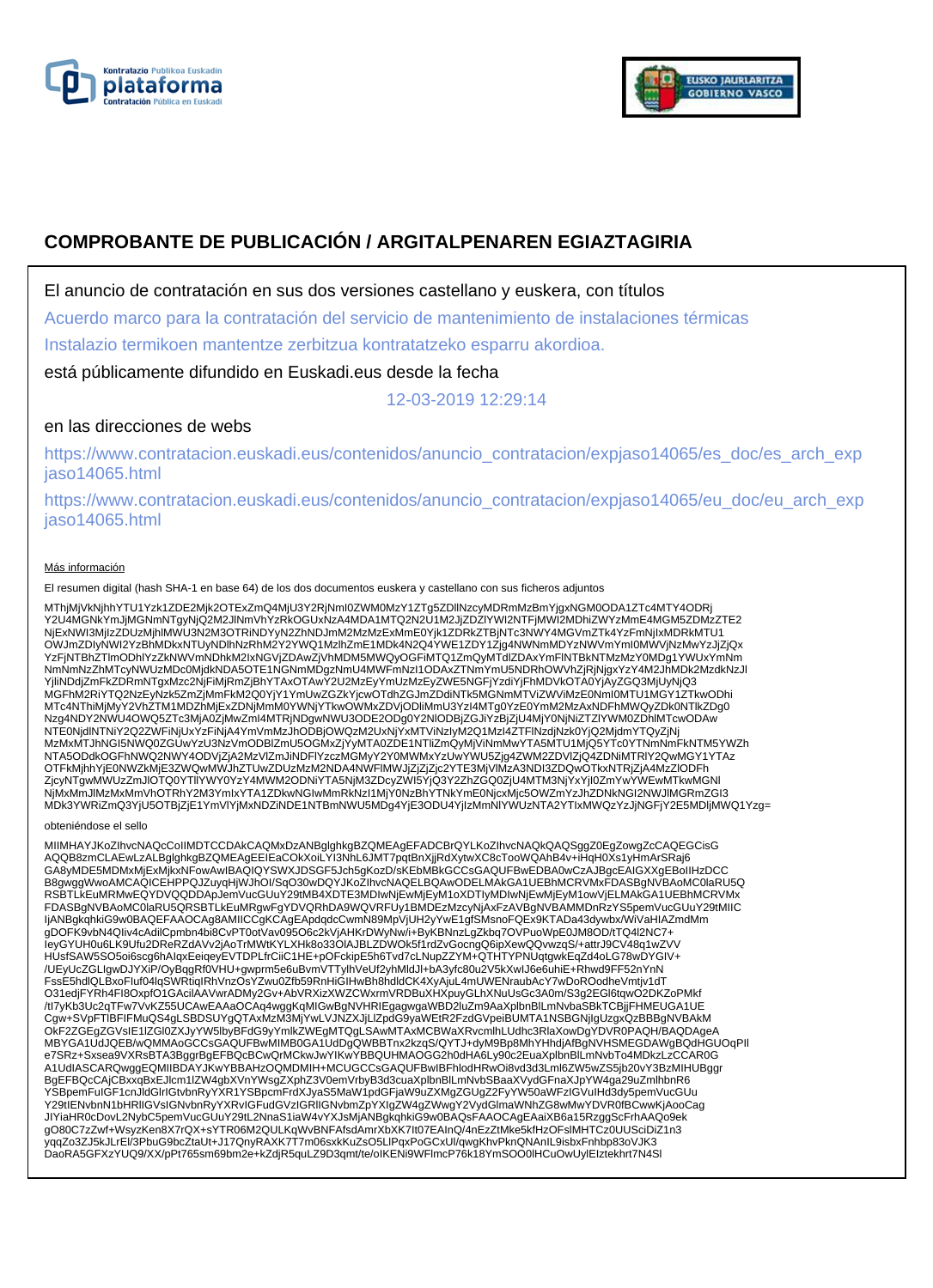# COMPROBANTE DE PUBLICACIÓN / ARGITALPENAREN EGIAZTAGIRIA

El anuncio de contratación en sus dos versiones castellano y euskera, con títulos

Acuerdo marco para la contratación del servicio de mantenimiento de instalaciones térmicas

Instalazio termikoen mantentze zerbitzua kontratatzeko esparru akordioa.

está públicamente difundido en Euskadi.eus desde la fecha

12-03-2019 12:29:14

en las direcciones de webs

https://www.contratacion.euskadi.eus/contenidos/anuncio_contratacion/expjaso14065/es_doc/es_arch_expjaso14065.html

https://www.contratacion.euskadi.eus/contenidos/anuncio_contratacion/expjaso14065/eu_doc/eu_arch_expjaso14065.html

Más información

El resumen digital (hash SHA-1 en base 64) de los dos documentos euskera y castellano con sus ficheros adjuntos

MThjMjVkNjhhYTU1Yzk1ZDE2Mjk2OTExZmQ4MjU3Y2RjNml0ZWM0MzY1ZTg5ZDllNzcyMDRmMzBmYjgxNGM0ODA1ZTc4MTY4ODRjY2U4MGNkYmJjMGNmNTgyNjQ2M2JlNmVhYzRkOGUxNzA4MDA1MTQ2N2U1M2JjZDZlYWI2NTFjMWI2MDhiZWYzMmE4MGM5ZDMzZTE2NjExNWI3MjIzZDUzMjhlMWU3N2M3OTRiNDYyN2ZhNDJmM2MzMzExMmE0Yjk1ZDRkZTBjNTc3NWY4MGVmZTk4YzFmNjIxMDRkMTU1OWJmZDIyNWI2YzBhMDkxNTUyNDlhNzRhM2Y2YWQ1MzlhZmE1MDk4N2Q4YWE1ZDY1Zjg4NWNmMDYzNWVmYml0MWVjNzMwYzJjZjQxYzFjNTBhZTlmODhlYzZkNWVmNDhkM2IxNGVjZDAwZjVhMDM5MWQyOGFiMTQ1ZmQyMTdlZDAxYmFlNTBkNTMzMzY0MDg1YWUxYmNmNmNmNzZhMTcyNWUzMDc0MjdkNDA5OTE1NGNmMDgzNmU4MWFmNzI1ODAxZTNmYmU5NDRhOWVhZjRjNjgxYzY4M2JhMDk2MzdkNzJlYjliNDdjZmFkZDRmNTgxMzc2ZmFiMjRmZjBhYTAxOTAwY2U2MzEyYmUzMzEyZWE5NGFjYzdiYjFhMDVkOTA0YjAyZGQ3MjUyNjQ3MGFhM2RiYTQ2NzEyNzk5ZmZjMmFkM2Q0YjY1YmUwZGZkYjcwOTdhZGJmZDdiNTk5MGNmMTViZWViMzE0NmI0MTU1MGY1ZTkwODhiMTc4NThiMjMyY2VhZTM1MDZhMjExZDNjMmM0YWNjYTkwOWMxZDVjODliMmU3Yzl4MTg0YzE0YmM2MzAxNDFhMWQyZDk0NTlkZDg0Nzg4NDY2NWU4OWQ5ZTc3MjA0ZjMwZml4MTRjNDgwNWU3ODE2ODg0Y2NlODBjZGJiYzBjZjU4MjY0NjNiZTZlYWM0ZDhlMTcwODAwNTE0NjdlNTNiY2Q2ZWFiNjUxYzFiNjA4YmVmMzJhODBjOWQzM2UxNjYxMTViNzlyM2Q1MzI4ZTFlNzdjNzk0YjQ2MjdmYTQyZjNjMzMxMTJhNGI5NWQ0ZGUwYzU3NzVmODBlZmU5OGMxZjYyMTA0ZDE1NTliZmQyMjViNmMwYTA5MTU1MjQ5YTc0YTNmNmFkNTM5YWZhNTA5ODdkOGFhNWQ2NWY4ODVjZjA2MzVlZmJiNDFlYzczMGMyY2Y0MWMxYzUwYWU5Zjg4ZWM2ZDVlZjQ4ZDNiMTRlY2QwMGY1YTAzOTFkMjhhYjE0NWZkMjE3ZWQwMWJhZTUwZDUzMzM2NDA4NWFlMWJjZjZjZjc2YTE3MjVlMzA3NDI3ZDQwOTkxNTRjZjA4MzZlODFhZjcyNTgwMWUzZmJlOTQ0YTllYWY0YzY4MWM2ODNiYTA5NjM3ZDcyZWI5YjQ3ZjhZGQ0ZjU4MTM3NjYxYjI0ZmYwYWEwMTkwMGNlNjMxMmJlMzMxMmVhOTRhY2M3YmIxYTA1ZDkwNGIwMmRkNzI1MjY0NzBhYTNkYmE0NjcxMjc5OWZmYzJhZDNkNGI2NWJlMGRmZGI3MDk3YWRiZmQ3YjU5OTBjZjE1YmVlYjMxNDZiNDE1NTBmNWU5MDg4YjE3ODU4YjIzMmNlYWUzNTA2YTIxMWQzYzJjNGFjYTE5MDljMWQ1Yzg=

obteniéndose el sello

MIIMHAYJKoZIhvcNAQcCoIIMDTCCDAkCAQMxDzANBglghkgBZQMEAgEFADCBrQYLKoZIhvcNAQkQAQSggZ0EgZowgZcCAQEGCisGAQQB8zmCLAEwLzALBglghkgBZQMEAgEEIEaCOkXoiLYI3NhL6JMT7pqtBnXjjRdXytwXC8cTooWQAhB4v+iHqH0Xs1yHmArSRaj6GA8yMDE5MDMxMjExMjkxNFowAwIBAQIQYSWXJDSGF5Jch5gKozD/sKEbMBkGCCsGAQUFBwEDBA0wCzAJBgcEAIGXXgEBoIIHzDCCB8gwggWwoAMCAQICEHPPQJZuyqHjWJhOI/SqO30wDQYJKoZIhvcNAQELBQAwODELMAkGA1UEBhMCRVMxFDASBgNVBAoMC0laRU5QRSBTLkEuMRMwEQYDVQQDDApJemVucGUuY29tMB4XDTE3MDIwNjEwMjEyM1oXDTIyMDIwNjEwMjEyM1owVjELMAkGA1UEBhMCRVMxFDASBgNVBAoMC0laRU5QRSBTLkEuMRgwFgYDVQRhDA9WQVRFUy1BMDEzMzcyNjAxFzAVBgNVBAMMDnRzYS5pemVucGUuY29tMIICIjANBgkqhkiG9w0BAQEFAAOCAg8AMIICCgKCAgEApdqdcCwmN89MpVjUH2yYwE1gfSMsnoFQEx9KTADa43dywbx/WiVaHIAZmdMmgDOFK9vbN4Qiiv4cAdilCpmbn4bi8CvPT0otVav095O6c2kVjAHKrDWyNw/i+ByKBNnzLgZkbq7OVPuoWpE0JM8OD/tTQ4l2NC7+IeyGYUH0u6LK9Ufu2DReRZdAVv2jAoTrMWtKYLXHk8o33OlAJBLZDWOk5f1rdZvGocngQ6ipXewQQvwzqS/+attrJ9CV48q1wZVVHUsfSAW5SO5oi6scg6hAlqxEeiqeyEVTDPLfrCiiC1HE+pOFckipE5h6Tvd7cLNupZZYM+QTHTYPNUqtgwkEqZd4oLG78wDYGIV+/UEyUcZGLlgwDJYXiP/OyBqgRf0VHU+gwprm5e6uBvmVTTylhVeUf2yhMldJl+bA3yfc80u2V5kXwlJ6e6uhiE+Rhwd9FF52nYnNFssE5hdlQLBxoFIuf04lqSWRtiqIRhVnzOsYZwu0Zfb59RnHiGIHwBh8hdldCK4XyAjuL4mUWENraubAcY7wDoROodheVmtjv1dTO31edjFYRh4FI8OxpfO1GAciIAAVwrADMy2Gv+AbVRXizXWZCWxrmVRDBuXHXpuyGLhXNuUsGc3A0m/S3g2EGl6tqwO2DKZoPMkf/tI7yKb3Uc2qTFw7VvKZ55UCAwEAAaOCAq4wggKqMIGwBgNVHRIEgagwgaWBD2luZm9AaXplbnBlLmNvbaSBkTCBjjFHMEUGA1UECgw+SVpFTlBFIFMuQS4gLSBDSUYgQTAxMzM3MjYwLVJNZXJjLlZpdG9yaWEtR2FzdGVpeiBUMTA1NSBGNjIgUzQzBBBgNVBAkMOkF2ZGEgZGVsIE1lZGl0ZXJyYW5lbyBFdG9yYmlkZWEgMTQgLSAwMTAxMCBWaXRvcmlhLUdhc3RlaXowDgYDVR0PAQH/BAQDAgeAMBYGA1UdJQEB/wQMMAoGCCsGAQUFBwMIMB0GA1UdDgQWBBTnx2kzqS/QYTJ+dyM9Bp8MhYHhdjAfBgNVHSMEGDAWgBQdHGUOqPIIe7SRz+Sxsea9VXRsBTA3BggrBgEFBQcBCwQrMCkwJwYIKwYBBQUHMAOGG2h0dHA6Ly90c2EuaXplbnBlLmNvbTo4MDkzLzCCAR0GA1UdIASCARQwggEQMIIBDAYJKwYBBAHzOQMDMIH+MCUGCCsGAQUFBwIBFhlodHRwOi8vd3d3Lml6ZW5wZS5jb20vY3BzMIHUBggrBgEFBQcCAjCBxxqBxEJlcm1lZW4gbXVnYWsgZXphZ3V0emVrbyB3d3cuaXplbnBlLmNvbSBaaXVydGFnaXJpYW4gaW29uZmlhbnR6YSBpemFuIGF1cnJldGlrIGtvbnRyYXR1YSBpcmFrdXJyaS5MaW1pdGFjaW9uZXMgZGUgZ2FyYW50aWFzIGVuIHd3dy5pemVucGUuY29tIENvbnN1bHRlIGVsIGNvbnRyYXRvIGFudGVzIGRlIGNvbmZpYXIgZW4gZWwgY2VydGlmaWNhZG8wMwYDVR0fBCwwKjAooCagJIYiaHR0cDovL2NybC5pemVucGUuY29tL2NnaS1iaW4vYXJsMjANBgkqhkiG9w0BAQsFAAOCAgEAaiXB6a15RzggScFrhAAQo9ekgO80C7zZwf+WsyzKen8X7rQX+sYTR06M2QULKqWvBNFAfsdAmrXbXK7It07EAInQ/4nEzZtMke5kfHzOFslMHTCz0UUSciDiZ1n3yqqZo3ZJ5kJLrEl/3PbuG9bcZtaUt+J17QnyRAXK7T7m06sxkKuZsO5LlPqxPoGCxUl/qwgKhvPknQNAnIL9isbxFnhbp83oVJK3DaoRA5GFXzYUQ9/XX/pPt765sm69bm2e+kZdjR5quLZ9D3qmt/te/oIKENi9WFlmcP76k18YmSOO0lHCuOwUylElztekhrt7N4Sl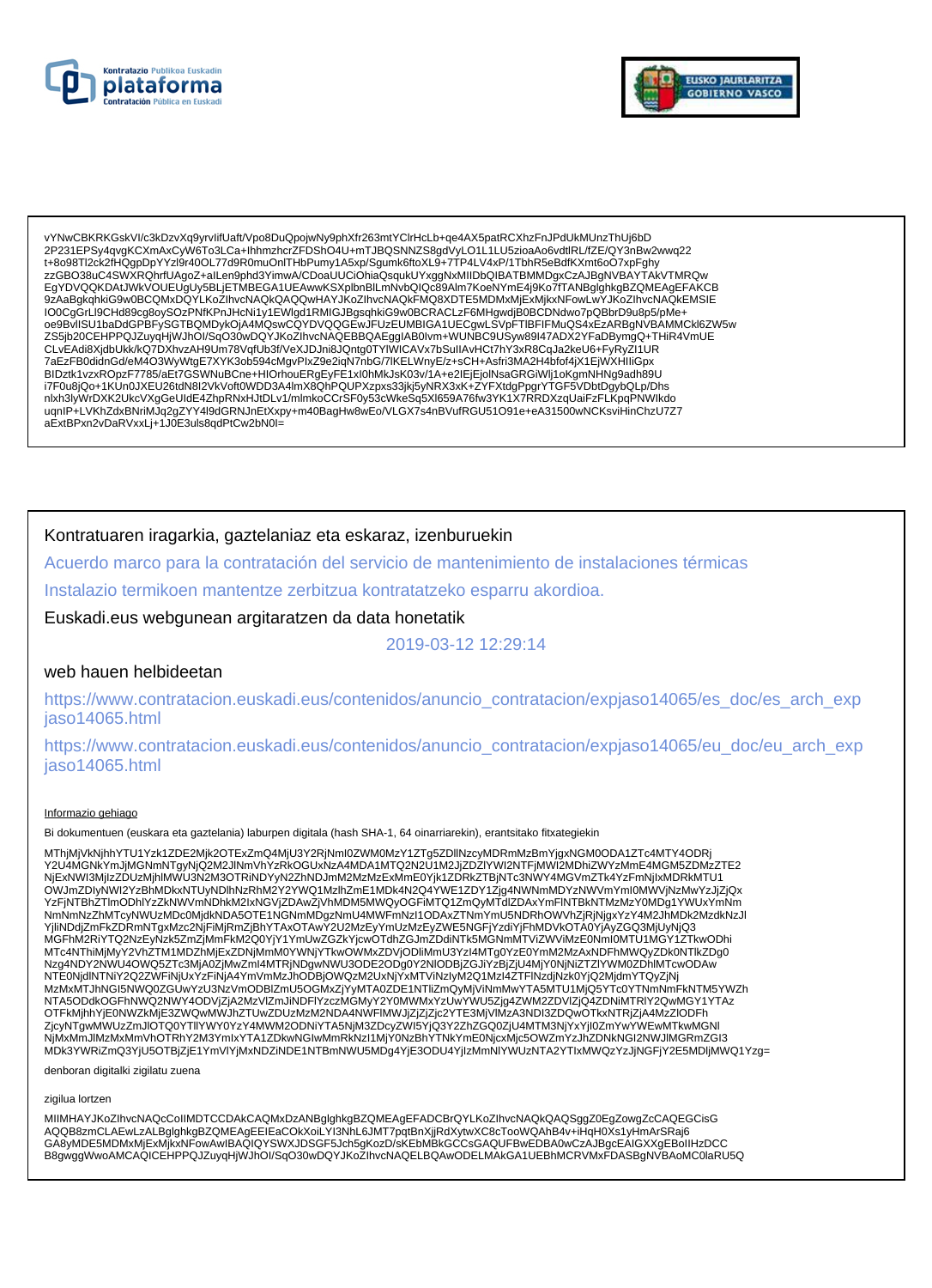vYNwCBKRKGskVI/c3kDzvXq9yrvIifUaft/Vpo8DuQpojwNy9phXfr263mtYClrHcLb+qe4AX5patRCXhzFnJPdUkMUnzThUj6bD
2P231EPSy4qvgKCXmAxCyW6To3LCa+lhhmzhcrZFDShO4U+mTJBQSNNZS8gdVyLO1L1LU5zioaAo6vdtlRL/fZE/QY3nBw2wwq22
t+8o98Tl2ck2fHQgpDpYYzl9r40OL77d9R0muOnlTHbPumy1A5xp/Sgumk6ftoXL9+7TP4LV4xP/1TbhR5eBdfKXmt6oO7xpFghy
zzGBO38uC4SWXRQhrfUAgoZ+aILen9phd3YimwA/CDoaUUCiOhiaQsqukUYxggNxMIIDbQIBATBMMDgxCzAJBgNVBAYTAkVTMRQw
EgYDVQQKDAtJWkVOUEUgUy5BLjETMBEGA1UEAwwKSXplbnBlLmNvbQIQc89Alm7KoeNYmE4j9Ko7fTANBglghkgBZQMEAgEFAKCB
9zAaBgkqhkiG9w0BCQMxDQYLKoZIhvcNAQkQAQQwHAYJKoZIhvcNAQkFMQ8XDTE5MDMxMjExMjkxNFowLwYJKoZIhvcNAQkEMSIE
IO0CgGrLl9CHd89cg8oySOzPNfKPnJHcNi1y1EWlgd1RMIGJBgsqhkiG9w0BCRACLzF6MHgwdjB0BCDNdwo7pQBbrD9u8p5/pMe+
oe9BvIlSU1baDdGPBFySGTBQMDykOjA4MQswCQYDVQQGEwJFUzEUMBIGA1UECgwLSVpFTlBFIFMuQS4xEzARBgNVBAMMCkl6ZW5w
ZS5jb20CEHPPQJZuyqHjWJhOI/SqO30wDQYJKoZIhvcNAQEBBQAEggIAB0lvm+WUNBC9USyw89I47ADX2YFaDBymgQ+THiR4VmUE
CLvEAdi8XjdbUkk/kQ7DXhvzAH9Um78VqfUb3f/VeXJDJni8JQntg0TYlWICAVx7bSulIAvHCt7hY3xR8CqJa2keU6+FyRyZI1UR
7aEzFB0didnGd/eM4O3WyWtgE7XYK3ob594cMgvPlxZ9e2iqN7nbG/7lKELWnyE/z+sCH+Asfri3MA2H4bfof4jX1EjWXHIliGpx
BIDztk1vzxROpzF7785/aEt7GSWNuBCne+HIOrhouERgEyFE1xI0hMkJsK03v/1A+e2lEjEjolNsaGRGiWlj1oKgmNHNg9adh89U
i7F0u8jQo+1KUn0JXEU26tdN8I2VkVoft0WDD3A4lmX8QhPQUPXzpxs33jkj5yNRX3xK+ZYFXtdgPpgrYTGF5VDbtDgybQLp/Dhs
nlxh3lyWrDXK2UkcVXgGeUIdE4ZhpRNxHJtDLv1/mlmkoCCrSF0y53cWkeSq5Xl659A76fw3YK1X7RRDXzqUaiFzFLKpqPNWlkdo
uqnIP+LVKhZdxBNriMJq2gZYY4l9dGRNJnEtXxpy+m40BagHw8wEo/VLGX7s4nBVufRGU51O91e+eA31500wNCKsviHinChzU7Z7
aExtBPxn2vDaRVxxLj+1J0E3uls8qdPtCw2bN0l=

Kontratuaren iragarkia, gaztelaniaz eta eskaraz, izenburuekin

Acuerdo marco para la contratación del servicio de mantenimiento de instalaciones térmicas

Instalazio termikoen mantentze zerbitzua kontratatzeko esparru akordioa.

Euskadi.eus webgunean argitaratzen da data honetatik

2019-03-12 12:29:14

web hauen helbideetan

https://www.contratacion.euskadi.eus/contenidos/anuncio_contratacion/expjaso14065/es_doc/es_arch_expjaso14065.html

https://www.contratacion.euskadi.eus/contenidos/anuncio_contratacion/expjaso14065/eu_doc/eu_arch_expjaso14065.html

Informazio gehiago

Bi dokumentuen (euskara eta gaztelania) laburpen digitala (hash SHA-1, 64 oinarriarekin), erantsitako fitxategiekin

MThjMjVkNjhhYTU1Yzk1ZDE2Mjk2OTExZmQ4MjU3Y2RjNmI0ZWM0MzY1ZTg5ZDllNzcyMDRmMzBmYjgxNGM0ODA1ZTc4MTY4ODRj
Y2U4MGNkYmJjMGNmNTgyNjQ2M2JlNmVhYzRkOGUxNzA4MDA1MTQ2N2U1M2JjZDZlYWI2NTFjMWI2MDhiZWYzMmE4MGM5ZDMzZTE2
NjExNWI3MjlzZDUzMjhlMWU3N2M3OTRiNDYyN2ZhNDJmM2MzMzExMmE0Yjk1ZDRkZTBjNTc3NWY4MGVmZTk4YzFmNjlxMDRkMTU1
OWJmZDIyNWI2YzBhMDkxNTUyNDlhNzRhM2Y2YWQ1MzlhZmE1MDk4N2Q4YWE1ZDY1Zjg4NWNmMDYzNWVmYmI0MWVjNzMwYzJjZjQx
YzFjNTBhZTlmODhlYzZkNWVmNDhkM2IxNGVjZDAwZjVhMDM5MWQyOGFiMTQ1ZmQyMTdlZDAxYmFlNTBkNTMzMzY0MDg1YWUxYmNm
NmNmNzZhMTcyNWUzMDc0MjdkNDA5OTE1NGNmMDgzNmU4MWFmNzI1ODAxZTNmYmU5NDRhOWVhZjRjNjgxYzY4M2JhMDk2MzdkNzJl
YjliNDdjZmFkZDRmNTgxMzc2NjFiMjRmZjBhYTAxOTAwY2U2MzEyYmUzMzEyZWE5NGFjYzdiYjFhMDVkOTA0YjAyZGQ3MjUyNjQ3
MGFhM2RiYTQ2NzEyNzk5ZmZjMmFkM2Q0YjY1YmUwZGZkYjcwOTdhZGJmZDdiNTk5MGNmMTViZWViMzE0NmI0MTU1MGY1ZTkwODhi
MTc4NThiMjMyY2VhZTM1MDZhMjExZDNjMmM0YWNjYTkwOWMxZDVjODliMmU3Yzl4MTg0YzE0YmM2MzAxNDFhMWQyZDk0NTlkZDg0
Nzg4NDY2NWU4OWQ5ZTc3MjA0ZjMwZmI4MTRjNDgwNWU3ODE2ODg0Y2NlODBjZGJiYzBjZjU4MjY0NjNiZTZlYWM0ZDhlMTcwODAw
NTE0NjdlNTNiY2Q2ZWFiNjUxYzFiNjA4YmVmMzJhODBjOWQzM2UxNjYxMTViNzlyM2Q1MzI4ZTFlNzdjNzk0YjQ2MjdmYTQyZjNj
MzMxMTJhNGI5NWQ0ZGUwYzU3NzVmODBlZmU5OGMxZjYyMTA0ZDE1NTliZmQyMjViNmMwYTA5MTU1MjQ5YTc0YTNmNmFkNTM5YWZh
NTA5ODdkOGFhNWQ2NWY4ODVjZjA2MzVlZmJiNDFlYzczMGMyY2Y0MWMxYzUwYWU5Zjg4ZWM2ZDVlZjQ4ZDNiMTRlY2QwMGY1YTAz
OTFkMjhhYjE0NWZkMjE3ZWQwMWJhZTUwZDUzMzM2NDA4NWFlMWJjZjZjZjc2YTE3MjVlMzA3NDI3ZDQwOTkxNTRjZjA4MzZlODFh
ZjcyNTgwMWUzZmJlOTQ0YTllYWY0YzY4MWM2ODNiYTA5NjM3ZDcyZWI5YjQ3Y2ZhZGQ0ZjU4MTM3NjYxYjI0ZmYwYWEwMTkwMGNl
NjMxMmJlMzMxMmVhOTRhY2M3YmIxYTA1ZDkwNGIwMmRkNzI1MjY0NzBhYTNkYmE0NjcxMjc5OWZmYzJhZDNkNGI2NWJlMGRmZGI3
MDk3YWRiZmQ3YjU5OTBjZjE1YmVlYjMxNDZiNDE1NTBmNWU5MDg4YjE3ODU4YjlzMmNlYWUzNTA2YTIxMWQzYzJjNGFjY2E5MDljMWQ1Yzg=

denboran digitalki zigilatu zuena

zigilua lortzen

MIIMHAYJKoZIhvcNAQcCoIIMDTCCDAkCAQMxDzANBglghkgBZQMEAgEFADCBrQYLKoZIhvcNAQkQAQSggZ0EgZowgZcCAQEGCisG
AQQB8zmCLAEwLzALBglghkgBZQMEAgEEIEaCOkXoiLYI3NhL6JMT7pqtBnXjjRdXytwXC8cTooWQAhB4v+iHqH0Xs1yHmArSRaj6
GA8yMDE5MDMxMjExMjkxNFowAwIBAQIQYSWXJDSGF5Jch5gKozD/sKEbMBkGCCsGAQUFBwEDBA0wCzAJBgcEAIGXXgEBoIIHzDCC
B8gwggWwoAMCAQICEHPPQJZuyqHjWJhOI/SqO30wDQYJKoZIhvcNAQELBQAwODELMAkGA1UEBhMCRVMxFDASBgNVBAoMC0laRU5Q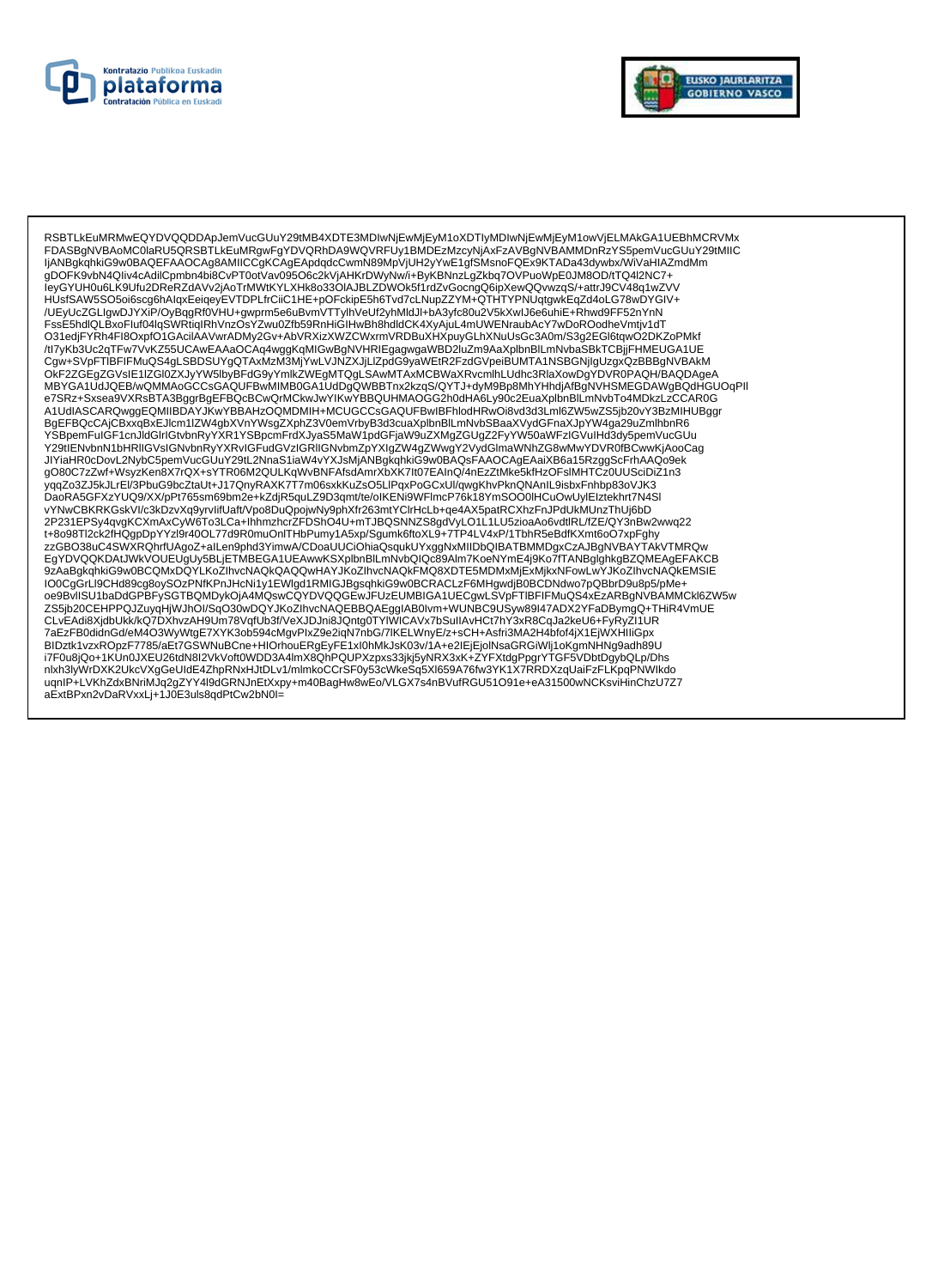Kontratazio Publikoa Euskadin
plataforma
Contratación Pública en Euskadi

EUSKO JAURLARITZA
GOBIERNO VASCO

```
RSBTLkEuMRMwEQYDVQQDDApJemVucGUuY29tMB4XDTE3MDIwNjEwMjEyM1oXDTIyMDIwNjEwMjEyM1owVjELMAkGA1UEBhMCRVMx
FDASBgNVBAoMC0laRU5QRSBTLkEuMRgwFgYDVQRhDA9WQVRFUy1BMDEzMzcyNjAxFzAVBgNVBAMMDnRzYS5pemVucGUuY29tMIIC
IjANBgkqhkiG9w0BAQEFAAOCAg8AMIICCgKCAgEApdqdcCwmN89MpVjUH2yYwE1gfSMsnoFQEx9KTADa43dywbx/WiVaHIAZmdMm
gDOFK9vbN4QIiv4cAdilCpmbn4bi8CvPT0otVav095O6c2kVjAHKrDWyNw/i+ByKBNnzLgZkbq7OVPuoWpE0JM8OD/tTQ4l2NC7+
IeyGYUH0u6LK9Ufu2DReRZdAVv2jAoTrMWtKYLXHk8o33OlAJBLZDWOk5f1rdZvGocngQ6ipXewQQvwzqS/+attrJ9CV48q1wZVV
HUsfSAW5SO5oi6scg6hAlqxEeiqeyEVTDPLfrCiiC1HE+pOFckipE5h6Tvd7cLNupZZYM+QTHTYPNUqtgwkEqZd4oLG78wDYGIV+
/UEyUcZGLIgwDJYXiP/OyBqgRf0VHU+gwprm5e6uBvmVTTylhVeUf2yhMldJl+bA3yfc80u2V5kXwIJ6e6uhiE+Rhwd9FF52nYnN
FssE5hdlQLBxoFIuf04lqSWRtiqIRhVnzOsYZwu0Zfb59RnHiGIHwBh8hdldCK4XyAjuL4mUWENraubAcY7wDoROodheVmtjv1dT
O31edjFYRh4FI8OxpfO1GAcilAAVwrADMy2Gv+AbVRXizXWZCWxrmVRDBuXHXpuyGLhXNuUsGc3A0m/S3g2EGl6tqwO2DKZoPMkf
/tI7yKb3Uc2qTFw7VvKZ55UCAwEAAaOCAq4wggKqMIGwBgNVHRIEgagwgaWBD2luZm9AaXplbnBlLmNvbaSBkTCBjjFHMEUGA1UE
Cgw+SVpFTlBFIFMuQS4gLSBDSUYgQTAxMzM3MjYwLVJNZXJjLlZpdG9yaWEtR2FzdGVpeiBUMTA1NSBGNjIgUzgxQzBBBgNVBAkM
OkF2ZGEgZGVsIE1lZGl0ZXJyYW5lbyBFdG9yYmlkZWEgMTQgLSAwMTAxMCBWaXRvcmlhLUdhc3RlaXowDgYDVR0PAQH/BAQDAgeA
MBYGA1UdJQEB/wQMMAoGCCsGAQUFBwMIMB0GA1UdDgQWBBTnx2kzqS/QYTJ+dyM9Bp8MhYHhdjAfBgNVHSMEGDAWgBQdHGUOqPlI
e7SRz+Sxsea9VXRsBTA3BggrBgEFBQcBCwQrMCkwJwYIKwYBBQUHMAOGG2h0dHA6Ly90c2EuaXplbnBlLmNvbTo4MDkzLzCCAR0G
A1UdIASCARQwggEQMIIBDAYJKwYBBAHzOQMDMIH+MCUGCCsGAQUFBwIBFhlodHRwOi8vd3d3Lml6ZW5wZS5jb20vY3BzMIHUBggr
BgEFBQcCAjCBxxqBxEJlcm1lZW4gbXVnYWsgZXphZ3V0emVrbyB3d3cuaXplbnBlLmNvbSBaaXVydGFnaXJpYW4ga29uZmlhbnR6
YSBpemFuIGF1cnJldGlrIGtvbnRyYXR1YSBpcmFrdXJyaS5MaW1pdGFjaW9uZXMgZGUgZ2FyYW50aWFzIGVuIHd3dy5pemVucGUu
Y29tIENvbnN1bHRlIGVsIGNvbnRyYXRvIGFudGVzIGRlIGNvbmZpYXIgZW4gZWwgY2VydGlmaWNhZG8wMwYDVR0fBCwwKjAooCag
JIYiaHR0cDovL2NybC5pemVucGUuY29tL2NnaS1iaW4vYXJsMjANBgkqhkiG9w0BAQsFAAOCAgEAaiXB6a15RzggScFrhAAQo9ek
gO80C7zZwf+WsyzKen8X7rQX+sYTR06M2QULKqWvBNFAfsdAmrXbXK7It07EAInQ/4nEzZtMke5kfHzOFslMHTCz0UUSciDiZ1n3
yqqZo3ZJ5kJLrEl/3PbuG9bcZtaUt+J17QnyRAXK7T7m06sxkKuZsO5LlPqxPoGCxUl/qwgKhvPknQNAnIL9isbxFnhbp83oVJK3
DaoRA5GFXzYUQ9/XX/pPt765sm69bm2e+kZdjR5quLZ9D3qmt/te/oIKENi9WFlmcP76k18YmSOO0lHCuOwUylElztekhrt7N4SI
vYNwCBKRKGskVI/c3kDzvXq9yrvIifUaft/Vpo8DuQpojwNy9phXfr263mtYClrHcLb+qe4AX5patRCXhzFnJPdUkMUnzThUj6bD
2P231EPSy4qvgKCXmAxCyW6To3LCa+IhhmzhcrZFDShO4U+mTJBQSNNZS8gdVyLO1L1LU5zioaAo6vdtlRL/fZE/QY3nBw2wwq22
t+8o98Tl2ck2fHQgpDpYYzl9r40OL77d9R0muOnlTHbPumy1A5xp/Sgumk6ftoXL9+7TP4LV4xP/1TbhR5eBdfKXmt6oO7xpFghy
zzGBO38uC4SWXRQhrfUAgoZ+aILen9phd3YimwA/CDoaUUCiOhiaQsqukUYxggNxMIIDbQIBATBMMDgxCzAJBgNVBAYTAkVTMRQw
EgYDVQQKDAtJWkVOUEUgUy5BLjETMBEGA1UEAwwKSXplbnBlLmNvbQIQc89Alm7KoeNYmE4j9Ko7fTANBglghkgBZQMEAgEFAKCB
9zAaBgkqhkiG9w0BCQMxDQYLKoZIhvcNAQkQAQQwHAYJKoZIhvcNAQkFMQ8XDTE5MDMxMjExMjkxNFowLwYJKoZIhvcNAQkEMSIE
IO0CgGrLl9CHd89cg8oySOzPNfKPnJHcNi1y1EWlgd1RMIGJBgsqhkiG9w0BCRACLzF6MHgwdjB0BCDNdwo7pQBbrD9u8p5/pMe+
oe9BvlISU1baDdGPBFySGTBQMDykOjA4MQswCQYDVQQGEwJFUzEUMBIGA1UECgwLSVpFTlBFIFMuQS4xEzARBgNVBAMMCkl6ZW5w
ZS5jb20CEHPPQJZuyqHjWJhOI/SqO30wDQYJKoZIhvcNAQEBBQAEggIAB0Ivm+WUNBC9USyw89I47ADX2YFaDBymgQ+THiR4VmUE
CLvEAdi8XjdbUkk/kQ7DXhvzAH9Um78VqfUb3f/VeXJDJni8JQntg0TYlWICAVx7bSulIAvHCt7hY3xR8CqJa2keU6+FyRyZI1UR
7aEzFB0didnGd/eM4O3WyWtgE7XYK3ob594cMgvPlxZ9e2iqN7nbG/7lKELWnyE/z+sCH+Asfri3MA2H4bfof4jX1EjWXHIliGpx
BIDztk1vzxROpzF7785/aEt7GSWNuBCne+HIOrhouERgEyFE1xI0hMkJsK03v/1A+e2lEjEjolNsaGRGiWlj1oKgmNHNg9adh89U
i7F0u8jQo+1KUn0JXEU26tdN8I2VkVoft0WDD3A4lmX8QhPQUPXzpxs33jkj5yNRX3xK+ZYFXtdgPpgrYTGF5VDbtDgybQLp/Dhs
nlxh3lyWrDXK2UkcVXgGeUIdE4ZhpRNxHJtDLv1/mlmkoCCrSF0y53cWkeSq5Xl659A76fw3YK1X7RRDXzqUaiFzFLKpqPNWIkdo
uqnIP+LVKhZdxBNriMJq2gZYY4l9dGRNJnEtXxpy+m40BagHw8wEo/VLGX7s4nBVufRGU51O91e+eA31500wNCKsviHinChzU7Z7
aExtBPxn2vDaRVxxLj+1J0E3uls8qdPtCw2bN0I=
```